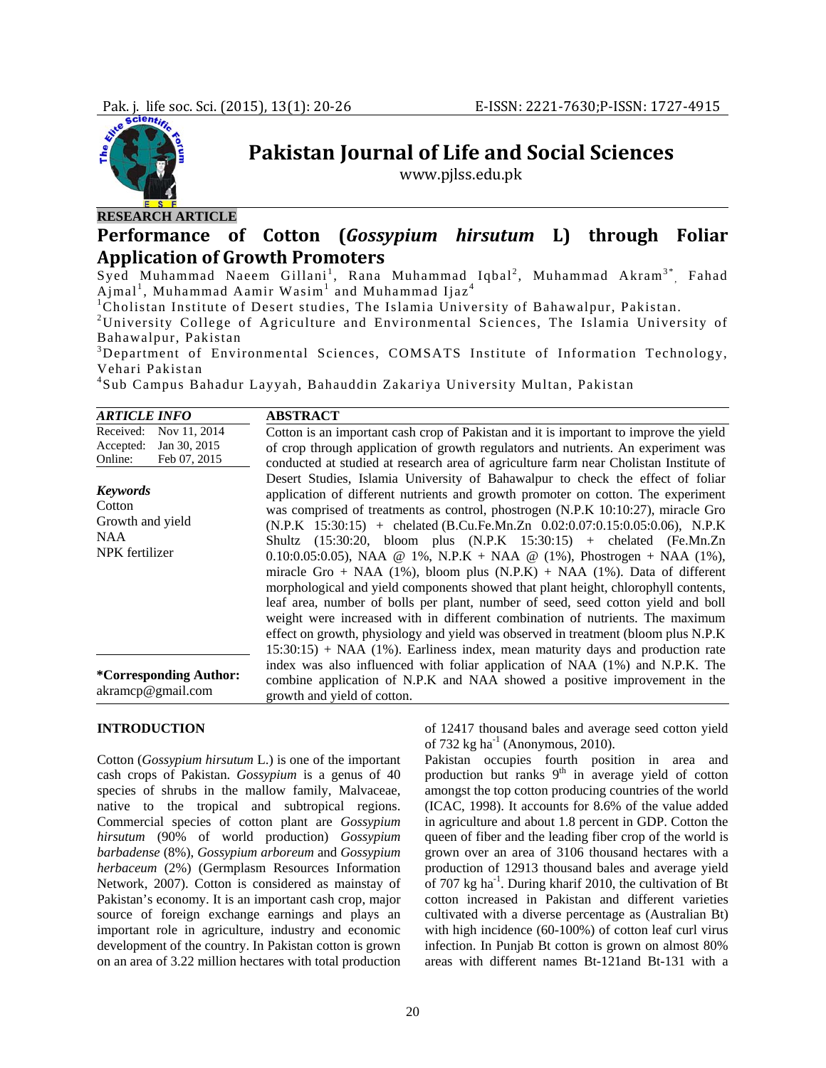RESEARCH ARTICLE

# Performance of Cotton (*Gossypium hirsutum* L) through Foliar Application of Growth Promoters

Syed Muhammad Naeem Gillani[1], Rana Muhammad Iqbal[2], Muhammad Akram[3*], Fahad Ajmal[1], Muhammad Aamir Wasim[1] and Muhammad Ijaz[4]

[1]Cholistan Institute of Desert studies, The Islamia University of Bahawalpur, Pakistan.

[2]University College of Agriculture and Environmental Sciences, The Islamia University of Bahawalpur, Pakistan

[3]Department of Environmental Sciences, COMSATS Institute of Information Technology, Vehari Pakistan

[4]Sub Campus Bahadur Layyah, Bahauddin Zakariya University Multan, Pakistan

**ARTICLE INFO**

| | |
|---|---|
| Received: | Nov 11, 2014 |
| Accepted: | Jan 30, 2015 |
| Online: | Feb 07, 2015 |

***Keywords***
Cotton
Growth and yield
NAA
NPK fertilizer

**\*Corresponding Author:**
akramcp@gmail.com

**ABSTRACT**

Cotton is an important cash crop of Pakistan and it is important to improve the yield of crop through application of growth regulators and nutrients. An experiment was conducted at studied at research area of agriculture farm near Cholistan Institute of Desert Studies, Islamia University of Bahawalpur to check the effect of foliar application of different nutrients and growth promoter on cotton. The experiment was comprised of treatments as control, phostrogen (N.P.K 10:10:27), miracle Gro (N.P.K 15:30:15) + chelated (B.Cu.Fe.Mn.Zn 0.02:0.07:0.15:0.05:0.06), N.P.K Shultz (15:30:20, bloom plus (N.P.K 15:30:15) + chelated (Fe.Mn.Zn 0.10:0.05:0.05), NAA @ 1%, N.P.K + NAA @ (1%), Phostrogen + NAA (1%), miracle Gro + NAA (1%), bloom plus (N.P.K) + NAA (1%). Data of different morphological and yield components showed that plant height, chlorophyll contents, leaf area, number of bolls per plant, number of seed, seed cotton yield and boll weight were increased with in different combination of nutrients. The maximum effect on growth, physiology and yield was observed in treatment (bloom plus N.P.K 15:30:15) + NAA (1%). Earliness index, mean maturity days and production rate index was also influenced with foliar application of NAA (1%) and N.P.K. The combine application of N.P.K and NAA showed a positive improvement in the growth and yield of cotton.

## INTRODUCTION

Cotton (*Gossypium hirsutum* L.) is one of the important cash crops of Pakistan. *Gossypium* is a genus of 40 species of shrubs in the mallow family, Malvaceae, native to the tropical and subtropical regions. Commercial species of cotton plant are *Gossypium hirsutum* (90% of world production) *Gossypium barbadense* (8%), *Gossypium arboreum* and *Gossypium herbaceum* (2%) (Germplasm Resources Information Network, 2007). Cotton is considered as mainstay of Pakistan's economy. It is an important cash crop, major source of foreign exchange earnings and plays an important role in agriculture, industry and economic development of the country. In Pakistan cotton is grown on an area of 3.22 million hectares with total production of 12417 thousand bales and average seed cotton yield of 732 kg ha$^{-1}$ (Anonymous, 2010).

Pakistan occupies fourth position in area and production but ranks 9$^{th}$ in average yield of cotton amongst the top cotton producing countries of the world (ICAC, 1998). It accounts for 8.6% of the value added in agriculture and about 1.8 percent in GDP. Cotton the queen of fiber and the leading fiber crop of the world is grown over an area of 3106 thousand hectares with a production of 12913 thousand bales and average yield of 707 kg ha$^{-1}$. During kharif 2010, the cultivation of Bt cotton increased in Pakistan and different varieties cultivated with a diverse percentage as (Australian Bt) with high incidence (60-100%) of cotton leaf curl virus infection. In Punjab Bt cotton is grown on almost 80% areas with different names Bt-121and Bt-131 with a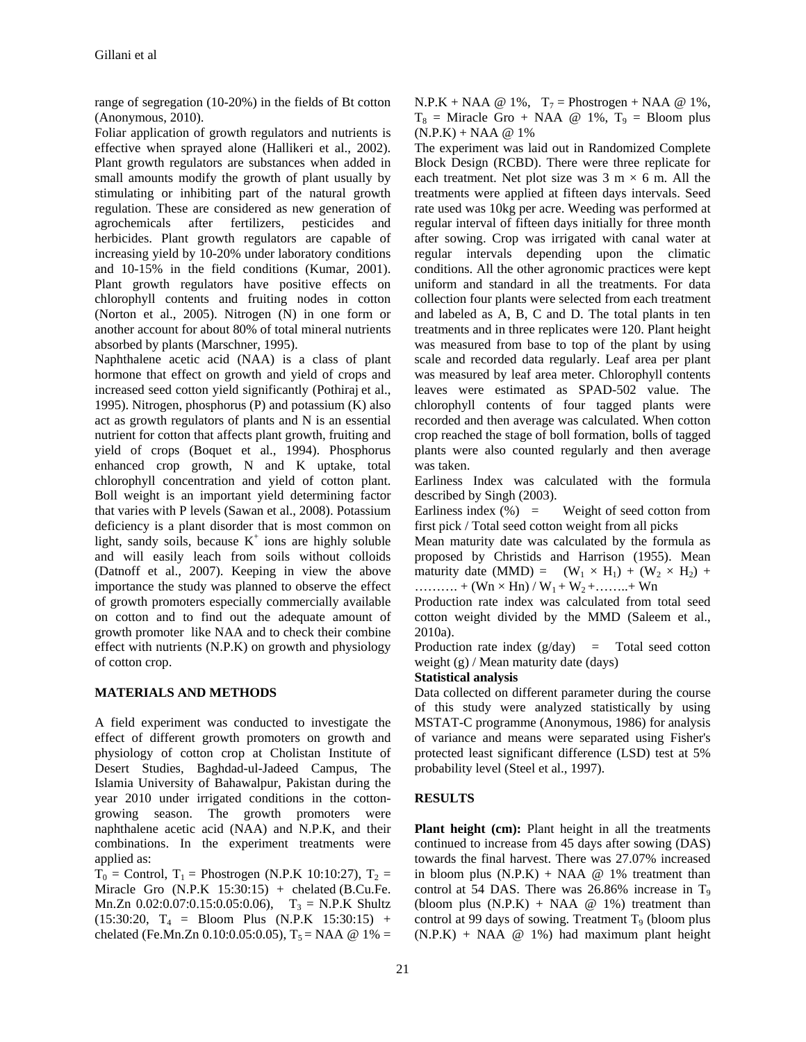range of segregation (10-20%) in the fields of Bt cotton (Anonymous, 2010).

Foliar application of growth regulators and nutrients is effective when sprayed alone (Hallikeri et al., 2002). Plant growth regulators are substances when added in small amounts modify the growth of plant usually by stimulating or inhibiting part of the natural growth regulation. These are considered as new generation of agrochemicals after fertilizers, pesticides and herbicides. Plant growth regulators are capable of increasing yield by 10-20% under laboratory conditions and 10-15% in the field conditions (Kumar, 2001). Plant growth regulators have positive effects on chlorophyll contents and fruiting nodes in cotton (Norton et al., 2005). Nitrogen (N) in one form or another account for about 80% of total mineral nutrients absorbed by plants (Marschner, 1995).

Naphthalene acetic acid (NAA) is a class of plant hormone that effect on growth and yield of crops and increased seed cotton yield significantly (Pothiraj et al., 1995). Nitrogen, phosphorus (P) and potassium (K) also act as growth regulators of plants and N is an essential nutrient for cotton that affects plant growth, fruiting and yield of crops (Boquet et al., 1994). Phosphorus enhanced crop growth, N and K uptake, total chlorophyll concentration and yield of cotton plant. Boll weight is an important yield determining factor that varies with P levels (Sawan et al., 2008). Potassium deficiency is a plant disorder that is most common on light, sandy soils, because $K^+$ ions are highly soluble and will easily leach from soils without colloids (Datnoff et al., 2007). Keeping in view the above importance the study was planned to observe the effect of growth promoters especially commercially available on cotton and to find out the adequate amount of growth promoter like NAA and to check their combine effect with nutrients (N.P.K) on growth and physiology of cotton crop.

## MATERIALS AND METHODS

A field experiment was conducted to investigate the effect of different growth promoters on growth and physiology of cotton crop at Cholistan Institute of Desert Studies, Baghdad-ul-Jadeed Campus, The Islamia University of Bahawalpur, Pakistan during the year 2010 under irrigated conditions in the cotton-growing season. The growth promoters were naphthalene acetic acid (NAA) and N.P.K, and their combinations. In the experiment treatments were applied as:

$T_0$ = Control, $T_1$ = Phostrogen (N.P.K 10:10:27), $T_2$ = Miracle Gro (N.P.K 15:30:15) + chelated (B.Cu.Fe. Mn.Zn 0.02:0.07:0.15:0.05:0.06), $T_3$ = N.P.K Shultz (15:30:20, $T_4$ = Bloom Plus (N.P.K 15:30:15) + chelated (Fe.Mn.Zn 0.10:0.05:0.05), $T_5$ = NAA @ 1% = N.P.K + NAA @ 1%, $T_7$ = Phostrogen + NAA @ 1%, $T_8$ = Miracle Gro + NAA @ 1%, $T_9$ = Bloom plus (N.P.K) + NAA @ 1%

The experiment was laid out in Randomized Complete Block Design (RCBD). There were three replicate for each treatment. Net plot size was 3 m × 6 m. All the treatments were applied at fifteen days intervals. Seed rate used was 10kg per acre. Weeding was performed at regular interval of fifteen days initially for three month after sowing. Crop was irrigated with canal water at regular intervals depending upon the climatic conditions. All the other agronomic practices were kept uniform and standard in all the treatments. For data collection four plants were selected from each treatment and labeled as A, B, C and D. The total plants in ten treatments and in three replicates were 120. Plant height was measured from base to top of the plant by using scale and recorded data regularly. Leaf area per plant was measured by leaf area meter. Chlorophyll contents leaves were estimated as SPAD-502 value. The chlorophyll contents of four tagged plants were recorded and then average was calculated. When cotton crop reached the stage of boll formation, bolls of tagged plants were also counted regularly and then average was taken.

Earliness Index was calculated with the formula described by Singh (2003).

Earliness index (%) = Weight of seed cotton from first pick / Total seed cotton weight from all picks

Mean maturity date was calculated by the formula as proposed by Christids and Harrison (1955). Mean maturity date (MMD) = $(W_1 \times H_1) + (W_2 \times H_2) + \ldots\ldots + (Wn \times Hn) / W_1 + W_2 + \ldots\ldots + Wn$

Production rate index was calculated from total seed cotton weight divided by the MMD (Saleem et al., 2010a).

Production rate index (g/day) = Total seed cotton weight (g) / Mean maturity date (days)

**Statistical analysis**

Data collected on different parameter during the course of this study were analyzed statistically by using MSTAT-C programme (Anonymous, 1986) for analysis of variance and means were separated using Fisher's protected least significant difference (LSD) test at 5% probability level (Steel et al., 1997).

## RESULTS

**Plant height (cm):** Plant height in all the treatments continued to increase from 45 days after sowing (DAS) towards the final harvest. There was 27.07% increased in bloom plus (N.P.K) + NAA @ 1% treatment than control at 54 DAS. There was 26.86% increase in $T_9$ (bloom plus (N.P.K) + NAA @ 1%) treatment than control at 99 days of sowing. Treatment $T_9$ (bloom plus (N.P.K) + NAA @ 1%) had maximum plant height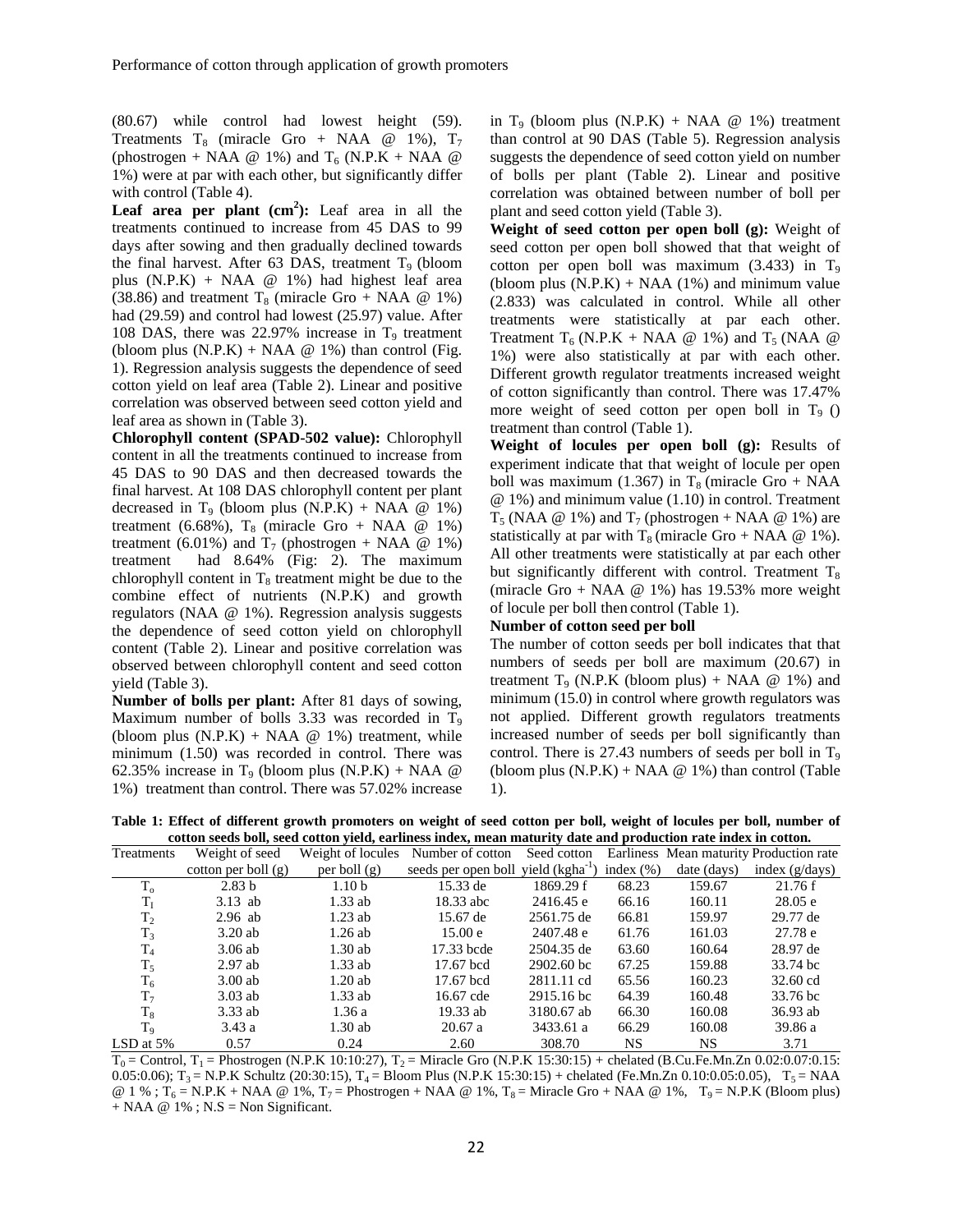(80.67) while control had lowest height (59). Treatments $T_8$ (miracle Gro + NAA @ 1%), $T_7$ (phostrogen + NAA @ 1%) and $T_6$ (N.P.K + NAA @ 1%) were at par with each other, but significantly differ with control (Table 4).

**Leaf area per plant ($cm^2$):** Leaf area in all the treatments continued to increase from 45 DAS to 99 days after sowing and then gradually declined towards the final harvest. After 63 DAS, treatment $T_9$ (bloom plus (N.P.K) + NAA @ 1%) had highest leaf area (38.86) and treatment $T_8$ (miracle Gro + NAA @ 1%) had (29.59) and control had lowest (25.97) value. After 108 DAS, there was 22.97% increase in $T_9$ treatment (bloom plus (N.P.K) + NAA @ 1%) than control (Fig. 1). Regression analysis suggests the dependence of seed cotton yield on leaf area (Table 2). Linear and positive correlation was observed between seed cotton yield and leaf area as shown in (Table 3).

**Chlorophyll content (SPAD-502 value):** Chlorophyll content in all the treatments continued to increase from 45 DAS to 90 DAS and then decreased towards the final harvest. At 108 DAS chlorophyll content per plant decreased in $T_9$ (bloom plus (N.P.K) + NAA @ 1%) treatment (6.68%), $T_8$ (miracle Gro + NAA @ 1%) treatment (6.01%) and $T_7$ (phostrogen + NAA @ 1%) treatment had 8.64% (Fig: 2). The maximum chlorophyll content in $T_8$ treatment might be due to the combine effect of nutrients (N.P.K) and growth regulators (NAA @ 1%). Regression analysis suggests the dependence of seed cotton yield on chlorophyll content (Table 2). Linear and positive correlation was observed between chlorophyll content and seed cotton yield (Table 3).

**Number of bolls per plant:** After 81 days of sowing, Maximum number of bolls 3.33 was recorded in $T_9$ (bloom plus (N.P.K) + NAA @ 1%) treatment, while minimum (1.50) was recorded in control. There was 62.35% increase in $T_9$ (bloom plus (N.P.K) + NAA @ 1%) treatment than control. There was 57.02% increase in $T_9$ (bloom plus (N.P.K) + NAA @ 1%) treatment than control at 90 DAS (Table 5). Regression analysis suggests the dependence of seed cotton yield on number of bolls per plant (Table 2). Linear and positive correlation was obtained between number of boll per plant and seed cotton yield (Table 3).

**Weight of seed cotton per open boll (g):** Weight of seed cotton per open boll showed that that weight of cotton per open boll was maximum (3.433) in $T_9$ (bloom plus (N.P.K) + NAA (1%) and minimum value (2.833) was calculated in control. While all other treatments were statistically at par each other. Treatment $T_6$ (N.P.K + NAA @ 1%) and $T_5$ (NAA @ 1%) were also statistically at par with each other. Different growth regulator treatments increased weight of cotton significantly than control. There was 17.47% more weight of seed cotton per open boll in $T_9$ () treatment than control (Table 1).

**Weight of locules per open boll (g):** Results of experiment indicate that that weight of locule per open boll was maximum (1.367) in $T_8$ (miracle Gro + NAA @ 1%) and minimum value (1.10) in control. Treatment $T_5$ (NAA @ 1%) and $T_7$ (phostrogen + NAA @ 1%) are statistically at par with $T_8$ (miracle Gro + NAA @ 1%). All other treatments were statistically at par each other but significantly different with control. Treatment $T_8$ (miracle Gro + NAA @ 1%) has 19.53% more weight of locule per boll then control (Table 1).

**Number of cotton seed per boll**

The number of cotton seeds per boll indicates that that numbers of seeds per boll are maximum (20.67) in treatment $T_9$ (N.P.K (bloom plus) + NAA @ 1%) and minimum (15.0) in control where growth regulators was not applied. Different growth regulators treatments increased number of seeds per boll significantly than control. There is 27.43 numbers of seeds per boll in $T_9$ (bloom plus (N.P.K) + NAA @ 1%) than control (Table 1).

**Table 1: Effect of different growth promoters on weight of seed cotton per boll, weight of locules per boll, number of cotton seeds boll, seed cotton yield, earliness index, mean maturity date and production rate index in cotton.**

| Treatments | Weight of seed cotton per boll (g) | Weight of locules per boll (g) | Number of cotton seeds per open boll | Seed cotton yield ($kgha^{-1}$) | Earliness index (%) | Mean maturity date (days) | Production rate index (g/days) |
|---|---|---|---|---|---|---|---|
| $T_o$ | 2.83 b | 1.10 b | 15.33 de | 1869.29 f | 68.23 | 159.67 | 21.76 f |
| $T_1$ | 3.13 ab | 1.33 ab | 18.33 abc | 2416.45 e | 66.16 | 160.11 | 28.05 e |
| $T_2$ | 2.96 ab | 1.23 ab | 15.67 de | 2561.75 de | 66.81 | 159.97 | 29.77 de |
| $T_3$ | 3.20 ab | 1.26 ab | 15.00 e | 2407.48 e | 61.76 | 161.03 | 27.78 e |
| $T_4$ | 3.06 ab | 1.30 ab | 17.33 bcde | 2504.35 de | 63.60 | 160.64 | 28.97 de |
| $T_5$ | 2.97 ab | 1.33 ab | 17.67 bcd | 2902.60 bc | 67.25 | 159.88 | 33.74 bc |
| $T_6$ | 3.00 ab | 1.20 ab | 17.67 bcd | 2811.11 cd | 65.56 | 160.23 | 32.60 cd |
| $T_7$ | 3.03 ab | 1.33 ab | 16.67 cde | 2915.16 bc | 64.39 | 160.48 | 33.76 bc |
| $T_8$ | 3.33 ab | 1.36 a | 19.33 ab | 3180.67 ab | 66.30 | 160.08 | 36.93 ab |
| $T_9$ | 3.43 a | 1.30 ab | 20.67 a | 3433.61 a | 66.29 | 160.08 | 39.86 a |
| LSD at 5% | 0.57 | 0.24 | 2.60 | 308.70 | NS | NS | 3.71 |

$T_0$ = Control, $T_1$ = Phostrogen (N.P.K 10:10:27), $T_2$ = Miracle Gro (N.P.K 15:30:15) + chelated (B.Cu.Fe.Mn.Zn 0.02:0.07:0.15: 0.05:0.06); $T_3$ = N.P.K Schultz (20:30:15), $T_4$ = Bloom Plus (N.P.K 15:30:15) + chelated (Fe.Mn.Zn 0.10:0.05:0.05), $T_5$ = NAA @ 1 % ; $T_6$ = N.P.K + NAA @ 1%, $T_7$ = Phostrogen + NAA @ 1%, $T_8$ = Miracle Gro + NAA @ 1%, $T_9$ = N.P.K (Bloom plus) + NAA @ 1% ; N.S = Non Significant.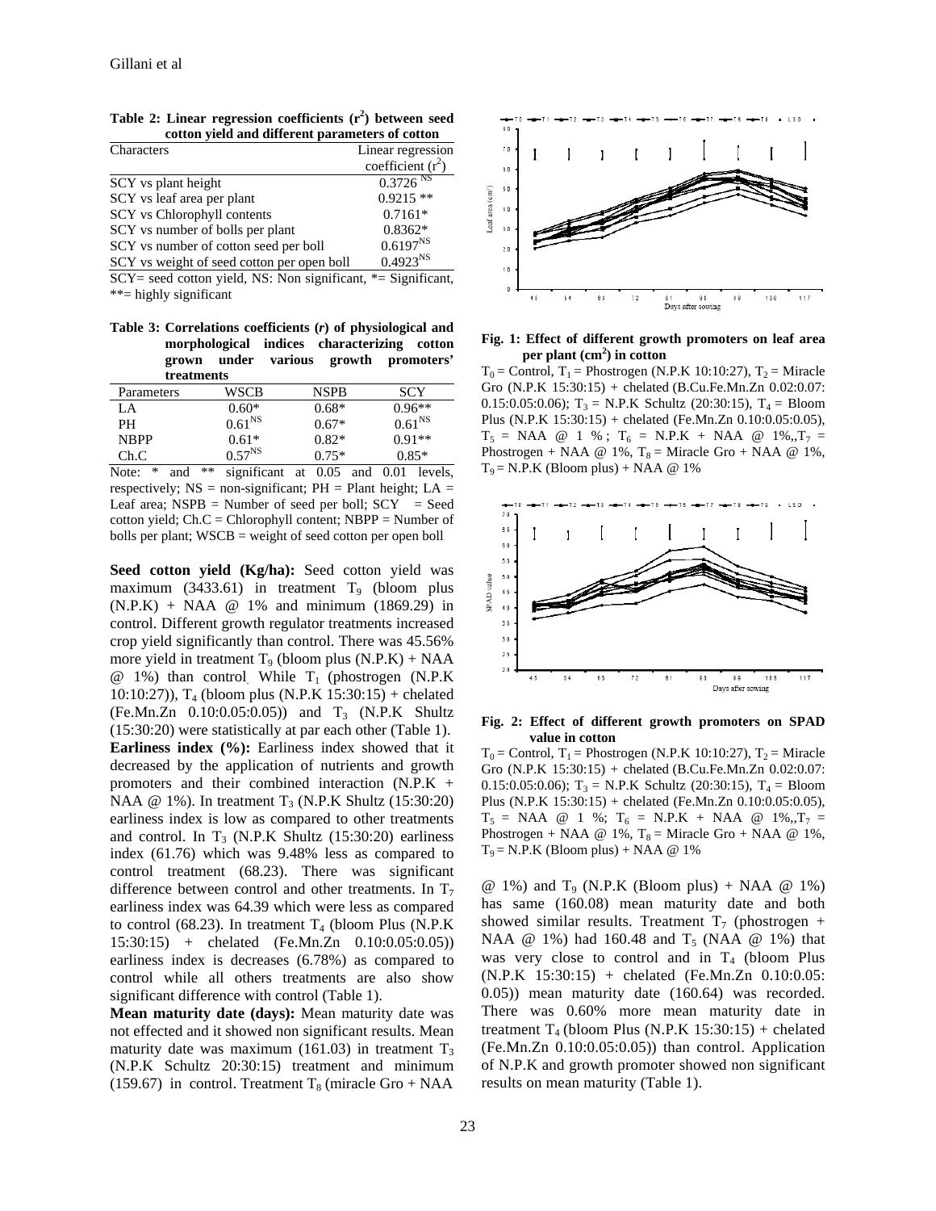**Table 2: Linear regression coefficients ($r^2$) between seed cotton yield and different parameters of cotton**

| Characters | Linear regression coefficient ($r^2$) |
|---|---|
| SCY vs plant height | $0.3726^{NS}$ |
| SCY vs leaf area per plant | 0.9215 ** |
| SCY vs Chlorophyll contents | 0.7161* |
| SCY vs number of bolls per plant | 0.8362* |
| SCY vs number of cotton seed per boll | $0.6197^{NS}$ |
| SCY vs weight of seed cotton per open boll | $0.4923^{NS}$ |

SCY= seed cotton yield, NS: Non significant, *= Significant, **= highly significant

**Table 3: Correlations coefficients (*r*) of physiological and morphological indices characterizing cotton grown under various growth promoters' treatments**

| Parameters | WSCB | NSPB | SCY |
|---|---|---|---|
| LA | 0.60* | 0.68* | 0.96** |
| PH | $0.61^{NS}$ | 0.67* | $0.61^{NS}$ |
| NBPP | 0.61* | 0.82* | 0.91** |
| Ch.C | $0.57^{NS}$ | 0.75* | 0.85* |

Note: * and ** significant at 0.05 and 0.01 levels, respectively; NS = non-significant; PH = Plant height; LA = Leaf area; NSPB = Number of seed per boll; SCY = Seed cotton yield; Ch.C = Chlorophyll content; NBPP = Number of bolls per plant; WSCB = weight of seed cotton per open boll

**Seed cotton yield (Kg/ha):** Seed cotton yield was maximum (3433.61) in treatment $T_9$ (bloom plus (N.P.K) + NAA @ 1% and minimum (1869.29) in control. Different growth regulator treatments increased crop yield significantly than control. There was 45.56% more yield in treatment $T_9$ (bloom plus (N.P.K) + NAA @ 1%) than control. While $T_1$ (phostrogen (N.P.K 10:10:27)), $T_4$ (bloom plus (N.P.K 15:30:15) + chelated (Fe.Mn.Zn 0.10:0.05:0.05)) and $T_3$ (N.P.K Shultz (15:30:20) were statistically at par each other (Table 1).

**Earliness index (%):** Earliness index showed that it decreased by the application of nutrients and growth promoters and their combined interaction (N.P.K + NAA @ 1%). In treatment $T_3$ (N.P.K Shultz (15:30:20) earliness index is low as compared to other treatments and control. In $T_3$ (N.P.K Shultz (15:30:20) earliness index (61.76) which was 9.48% less as compared to control treatment (68.23). There was significant difference between control and other treatments. In $T_7$ earliness index was 64.39 which were less as compared to control (68.23). In treatment $T_4$ (bloom Plus (N.P.K 15:30:15) + chelated (Fe.Mn.Zn 0.10:0.05:0.05)) earliness index is decreases (6.78%) as compared to control while all others treatments are also show significant difference with control (Table 1).

**Mean maturity date (days):** Mean maturity date was not effected and it showed non significant results. Mean maturity date was maximum (161.03) in treatment $T_3$ (N.P.K Schultz 20:30:15) treatment and minimum (159.67) in control. Treatment $T_8$ (miracle Gro + NAA @ 1%) and $T_9$ (N.P.K (Bloom plus) + NAA @ 1%) has same (160.08) mean maturity date and both showed similar results. Treatment $T_7$ (phostrogen + NAA @ 1%) had 160.48 and $T_5$ (NAA @ 1%) that was very close to control and in $T_4$ (bloom Plus (N.P.K 15:30:15) + chelated (Fe.Mn.Zn 0.10:0.05: 0.05)) mean maturity date (160.64) was recorded. There was 0.60% more mean maturity date in treatment $T_4$ (bloom Plus (N.P.K 15:30:15) + chelated (Fe.Mn.Zn 0.10:0.05:0.05)) than control. Application of N.P.K and growth promoter showed non significant results on mean maturity (Table 1).

**Fig. 1: Effect of different growth promoters on leaf area per plant ($cm^2$) in cotton**

$T_0$ = Control, $T_1$ = Phostrogen (N.P.K 10:10:27), $T_2$ = Miracle Gro (N.P.K 15:30:15) + chelated (B.Cu.Fe.Mn.Zn 0.02:0.07: 0.15:0.05:0.06); $T_3$ = N.P.K Schultz (20:30:15), $T_4$ = Bloom Plus (N.P.K 15:30:15) + chelated (Fe.Mn.Zn 0.10:0.05:0.05), $T_5$ = NAA @ 1 % ; $T_6$ = N.P.K + NAA @ 1%, $T_7$ = Phostrogen + NAA @ 1%, $T_8$ = Miracle Gro + NAA @ 1%, $T_9$ = N.P.K (Bloom plus) + NAA @ 1%

**Fig. 2: Effect of different growth promoters on SPAD value in cotton**

$T_0$ = Control, $T_1$ = Phostrogen (N.P.K 10:10:27), $T_2$ = Miracle Gro (N.P.K 15:30:15) + chelated (B.Cu.Fe.Mn.Zn 0.02:0.07: 0.15:0.05:0.06); $T_3$ = N.P.K Schultz (20:30:15), $T_4$ = Bloom Plus (N.P.K 15:30:15) + chelated (Fe.Mn.Zn 0.10:0.05:0.05), $T_5$ = NAA @ 1 %; $T_6$ = N.P.K + NAA @ 1%, $T_7$ = Phostrogen + NAA @ 1%, $T_8$ = Miracle Gro + NAA @ 1%, $T_9$ = N.P.K (Bloom plus) + NAA @ 1%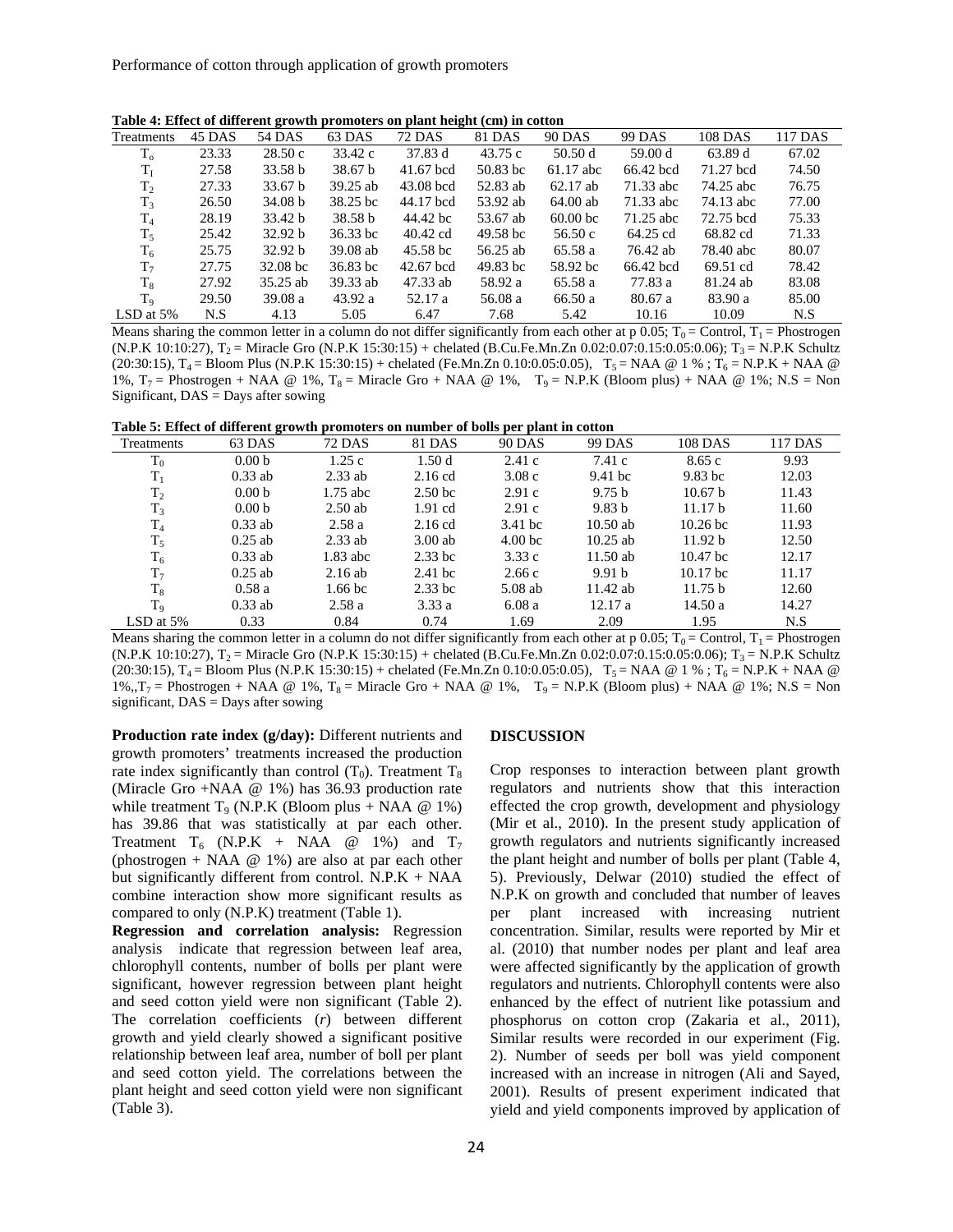**Table 4: Effect of different growth promoters on plant height (cm) in cotton**

| Treatments | 45 DAS | 54 DAS | 63 DAS | 72 DAS | 81 DAS | 90 DAS | 99 DAS | 108 DAS | 117 DAS |
|---|---|---|---|---|---|---|---|---|---|
| $T_o$ | 23.33 | 28.50 c | 33.42 c | 37.83 d | 43.75 c | 50.50 d | 59.00 d | 63.89 d | 67.02 |
| $T_1$ | 27.58 | 33.58 b | 38.67 b | 41.67 bcd | 50.83 bc | 61.17 abc | 66.42 bcd | 71.27 bcd | 74.50 |
| $T_2$ | 27.33 | 33.67 b | 39.25 ab | 43.08 bcd | 52.83 ab | 62.17 ab | 71.33 abc | 74.25 abc | 76.75 |
| $T_3$ | 26.50 | 34.08 b | 38.25 bc | 44.17 bcd | 53.92 ab | 64.00 ab | 71.33 abc | 74.13 abc | 77.00 |
| $T_4$ | 28.19 | 33.42 b | 38.58 b | 44.42 bc | 53.67 ab | 60.00 bc | 71.25 abc | 72.75 bcd | 75.33 |
| $T_5$ | 25.42 | 32.92 b | 36.33 bc | 40.42 cd | 49.58 bc | 56.50 c | 64.25 cd | 68.82 cd | 71.33 |
| $T_6$ | 25.75 | 32.92 b | 39.08 ab | 45.58 bc | 56.25 ab | 65.58 a | 76.42 ab | 78.40 abc | 80.07 |
| $T_7$ | 27.75 | 32.08 bc | 36.83 bc | 42.67 bcd | 49.83 bc | 58.92 bc | 66.42 bcd | 69.51 cd | 78.42 |
| $T_8$ | 27.92 | 35.25 ab | 39.33 ab | 47.33 ab | 58.92 a | 65.58 a | 77.83 a | 81.24 ab | 83.08 |
| $T_9$ | 29.50 | 39.08 a | 43.92 a | 52.17 a | 56.08 a | 66.50 a | 80.67 a | 83.90 a | 85.00 |
| LSD at 5% | N.S | 4.13 | 5.05 | 6.47 | 7.68 | 5.42 | 10.16 | 10.09 | N.S |

Means sharing the common letter in a column do not differ significantly from each other at p 0.05; $T_0$ = Control, $T_1$ = Phostrogen (N.P.K 10:10:27), $T_2$ = Miracle Gro (N.P.K 15:30:15) + chelated (B.Cu.Fe.Mn.Zn 0.02:0.07:0.15:0.05:0.06); $T_3$ = N.P.K Schultz (20:30:15), $T_4$ = Bloom Plus (N.P.K 15:30:15) + chelated (Fe.Mn.Zn 0.10:0.05:0.05), $T_5$ = NAA @ 1 % ; $T_6$ = N.P.K + NAA @ 1%, $T_7$ = Phostrogen + NAA @ 1%, $T_8$ = Miracle Gro + NAA @ 1%, $T_9$ = N.P.K (Bloom plus) + NAA @ 1%; N.S = Non Significant, DAS = Days after sowing

**Table 5: Effect of different growth promoters on number of bolls per plant in cotton**

| Treatments | 63 DAS | 72 DAS | 81 DAS | 90 DAS | 99 DAS | 108 DAS | 117 DAS |
|---|---|---|---|---|---|---|---|
| $T_0$ | 0.00 b | 1.25 c | 1.50 d | 2.41 c | 7.41 c | 8.65 c | 9.93 |
| $T_1$ | 0.33 ab | 2.33 ab | 2.16 cd | 3.08 c | 9.41 bc | 9.83 bc | 12.03 |
| $T_2$ | 0.00 b | 1.75 abc | 2.50 bc | 2.91 c | 9.75 b | 10.67 b | 11.43 |
| $T_3$ | 0.00 b | 2.50 ab | 1.91 cd | 2.91 c | 9.83 b | 11.17 b | 11.60 |
| $T_4$ | 0.33 ab | 2.58 a | 2.16 cd | 3.41 bc | 10.50 ab | 10.26 bc | 11.93 |
| $T_5$ | 0.25 ab | 2.33 ab | 3.00 ab | 4.00 bc | 10.25 ab | 11.92 b | 12.50 |
| $T_6$ | 0.33 ab | 1.83 abc | 2.33 bc | 3.33 c | 11.50 ab | 10.47 bc | 12.17 |
| $T_7$ | 0.25 ab | 2.16 ab | 2.41 bc | 2.66 c | 9.91 b | 10.17 bc | 11.17 |
| $T_8$ | 0.58 a | 1.66 bc | 2.33 bc | 5.08 ab | 11.42 ab | 11.75 b | 12.60 |
| $T_9$ | 0.33 ab | 2.58 a | 3.33 a | 6.08 a | 12.17 a | 14.50 a | 14.27 |
| LSD at 5% | 0.33 | 0.84 | 0.74 | 1.69 | 2.09 | 1.95 | N.S |

Means sharing the common letter in a column do not differ significantly from each other at p 0.05; $T_0$ = Control, $T_1$ = Phostrogen (N.P.K 10:10:27), $T_2$ = Miracle Gro (N.P.K 15:30:15) + chelated (B.Cu.Fe.Mn.Zn 0.02:0.07:0.15:0.05:0.06); $T_3$ = N.P.K Schultz (20:30:15), $T_4$ = Bloom Plus (N.P.K 15:30:15) + chelated (Fe.Mn.Zn 0.10:0.05:0.05), $T_5$ = NAA @ 1 % ; $T_6$ = N.P.K + NAA @ 1%,,$T_7$ = Phostrogen + NAA @ 1%, $T_8$ = Miracle Gro + NAA @ 1%, $T_9$ = N.P.K (Bloom plus) + NAA @ 1%; N.S = Non significant, DAS = Days after sowing

**Production rate index (g/day):** Different nutrients and growth promoters' treatments increased the production rate index significantly than control ($T_0$). Treatment $T_8$ (Miracle Gro +NAA @ 1%) has 36.93 production rate while treatment $T_9$ (N.P.K (Bloom plus + NAA @ 1%) has 39.86 that was statistically at par each other. Treatment $T_6$ (N.P.K + NAA @ 1%) and $T_7$ (phostrogen + NAA @ 1%) are also at par each other but significantly different from control. N.P.K + NAA combine interaction show more significant results as compared to only (N.P.K) treatment (Table 1).

**Regression and correlation analysis:** Regression analysis indicate that regression between leaf area, chlorophyll contents, number of bolls per plant were significant, however regression between plant height and seed cotton yield were non significant (Table 2). The correlation coefficients (*r*) between different growth and yield clearly showed a significant positive relationship between leaf area, number of boll per plant and seed cotton yield. The correlations between the plant height and seed cotton yield were non significant (Table 3).

## DISCUSSION

Crop responses to interaction between plant growth regulators and nutrients show that this interaction effected the crop growth, development and physiology (Mir et al., 2010). In the present study application of growth regulators and nutrients significantly increased the plant height and number of bolls per plant (Table 4, 5). Previously, Delwar (2010) studied the effect of N.P.K on growth and concluded that number of leaves per plant increased with increasing nutrient concentration. Similar, results were reported by Mir et al. (2010) that number nodes per plant and leaf area were affected significantly by the application of growth regulators and nutrients. Chlorophyll contents were also enhanced by the effect of nutrient like potassium and phosphorus on cotton crop (Zakaria et al., 2011), Similar results were recorded in our experiment (Fig. 2). Number of seeds per boll was yield component increased with an increase in nitrogen (Ali and Sayed, 2001). Results of present experiment indicated that yield and yield components improved by application of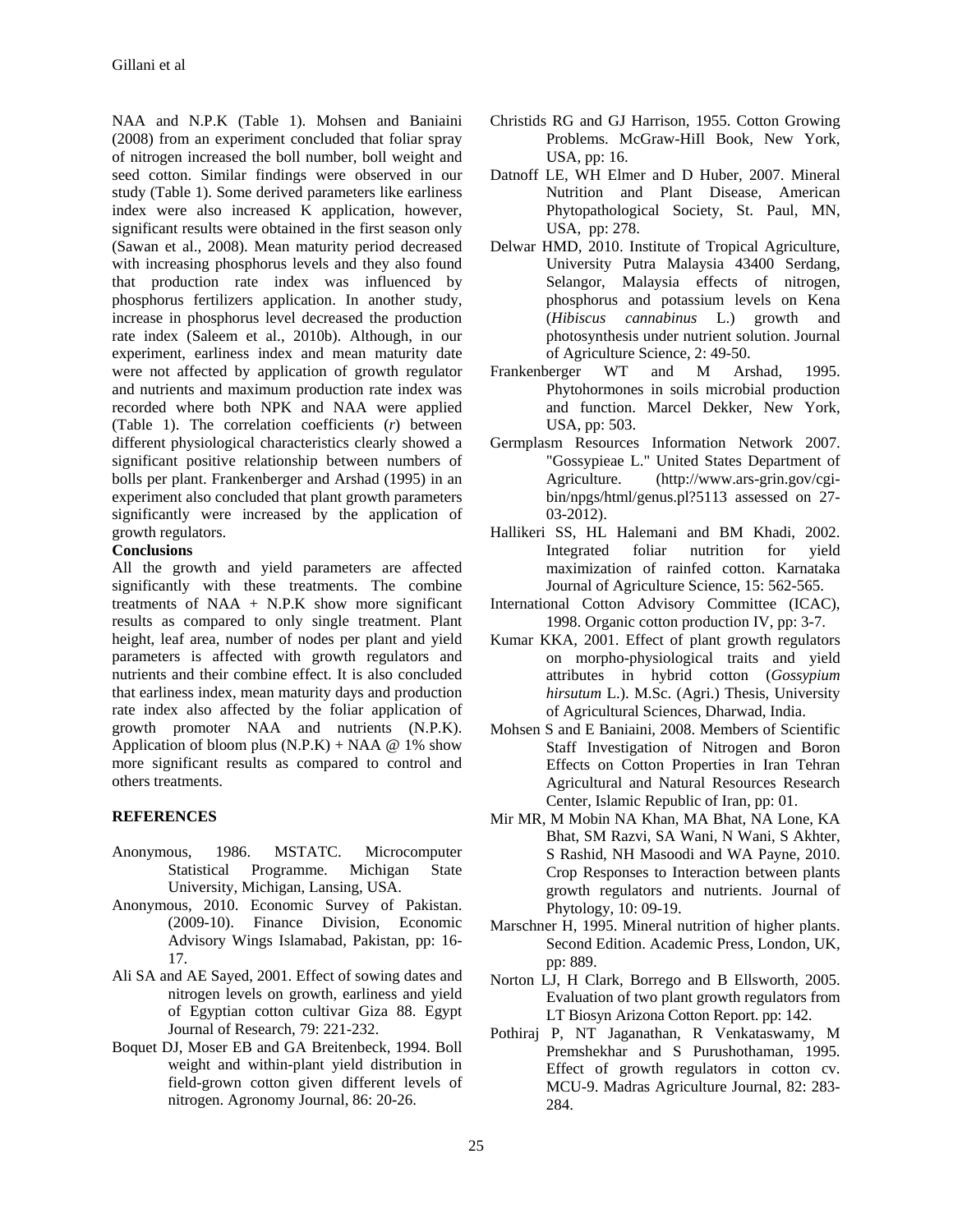NAA and N.P.K (Table 1). Mohsen and Baniaini (2008) from an experiment concluded that foliar spray of nitrogen increased the boll number, boll weight and seed cotton. Similar findings were observed in our study (Table 1). Some derived parameters like earliness index were also increased K application, however, significant results were obtained in the first season only (Sawan et al., 2008). Mean maturity period decreased with increasing phosphorus levels and they also found that production rate index was influenced by phosphorus fertilizers application. In another study, increase in phosphorus level decreased the production rate index (Saleem et al., 2010b). Although, in our experiment, earliness index and mean maturity date were not affected by application of growth regulator and nutrients and maximum production rate index was recorded where both NPK and NAA were applied (Table 1). The correlation coefficients (*r*) between different physiological characteristics clearly showed a significant positive relationship between numbers of bolls per plant. Frankenberger and Arshad (1995) in an experiment also concluded that plant growth parameters significantly were increased by the application of growth regulators.

**Conclusions**

All the growth and yield parameters are affected significantly with these treatments. The combine treatments of NAA + N.P.K show more significant results as compared to only single treatment. Plant height, leaf area, number of nodes per plant and yield parameters is affected with growth regulators and nutrients and their combine effect. It is also concluded that earliness index, mean maturity days and production rate index also affected by the foliar application of growth promoter NAA and nutrients (N.P.K). Application of bloom plus (N.P.K) + NAA @ 1% show more significant results as compared to control and others treatments.

## REFERENCES

Anonymous, 1986. MSTATC. Microcomputer Statistical Programme. Michigan State University, Michigan, Lansing, USA.

Anonymous, 2010. Economic Survey of Pakistan. (2009-10). Finance Division, Economic Advisory Wings Islamabad, Pakistan, pp: 16-17.

Ali SA and AE Sayed, 2001. Effect of sowing dates and nitrogen levels on growth, earliness and yield of Egyptian cotton cultivar Giza 88. Egypt Journal of Research, 79: 221-232.

Boquet DJ, Moser EB and GA Breitenbeck, 1994. Boll weight and within-plant yield distribution in field-grown cotton given different levels of nitrogen. Agronomy Journal, 86: 20-26.

Christids RG and GJ Harrison, 1955. Cotton Growing Problems. McGraw-HiIl Book, New York, USA, pp: 16.

Datnoff LE, WH Elmer and D Huber, 2007. Mineral Nutrition and Plant Disease, American Phytopathological Society, St. Paul, MN, USA, pp: 278.

Delwar HMD, 2010. Institute of Tropical Agriculture, University Putra Malaysia 43400 Serdang, Selangor, Malaysia effects of nitrogen, phosphorus and potassium levels on Kena (*Hibiscus cannabinus* L.) growth and photosynthesis under nutrient solution. Journal of Agriculture Science, 2: 49-50.

Frankenberger WT and M Arshad, 1995. Phytohormones in soils microbial production and function. Marcel Dekker, New York, USA, pp: 503.

Germplasm Resources Information Network 2007. "Gossypieae L." United States Department of Agriculture. (http://www.ars-grin.gov/cgi-bin/npgs/html/genus.pl?5113 assessed on 27-03-2012).

Hallikeri SS, HL Halemani and BM Khadi, 2002. Integrated foliar nutrition for yield maximization of rainfed cotton. Karnataka Journal of Agriculture Science, 15: 562-565.

International Cotton Advisory Committee (ICAC), 1998. Organic cotton production IV, pp: 3-7.

Kumar KKA, 2001. Effect of plant growth regulators on morpho-physiological traits and yield attributes in hybrid cotton (*Gossypium hirsutum* L.). M.Sc. (Agri.) Thesis, University of Agricultural Sciences, Dharwad, India.

Mohsen S and E Baniaini, 2008. Members of Scientific Staff Investigation of Nitrogen and Boron Effects on Cotton Properties in Iran Tehran Agricultural and Natural Resources Research Center, Islamic Republic of Iran, pp: 01.

Mir MR, M Mobin NA Khan, MA Bhat, NA Lone, KA Bhat, SM Razvi, SA Wani, N Wani, S Akhter, S Rashid, NH Masoodi and WA Payne, 2010. Crop Responses to Interaction between plants growth regulators and nutrients. Journal of Phytology, 10: 09-19.

Marschner H, 1995. Mineral nutrition of higher plants. Second Edition. Academic Press, London, UK, pp: 889.

Norton LJ, H Clark, Borrego and B Ellsworth, 2005. Evaluation of two plant growth regulators from LT Biosyn Arizona Cotton Report. pp: 142.

Pothiraj P, NT Jaganathan, R Venkataswamy, M Premshekhar and S Purushothaman, 1995. Effect of growth regulators in cotton cv. MCU-9. Madras Agriculture Journal, 82: 283-284.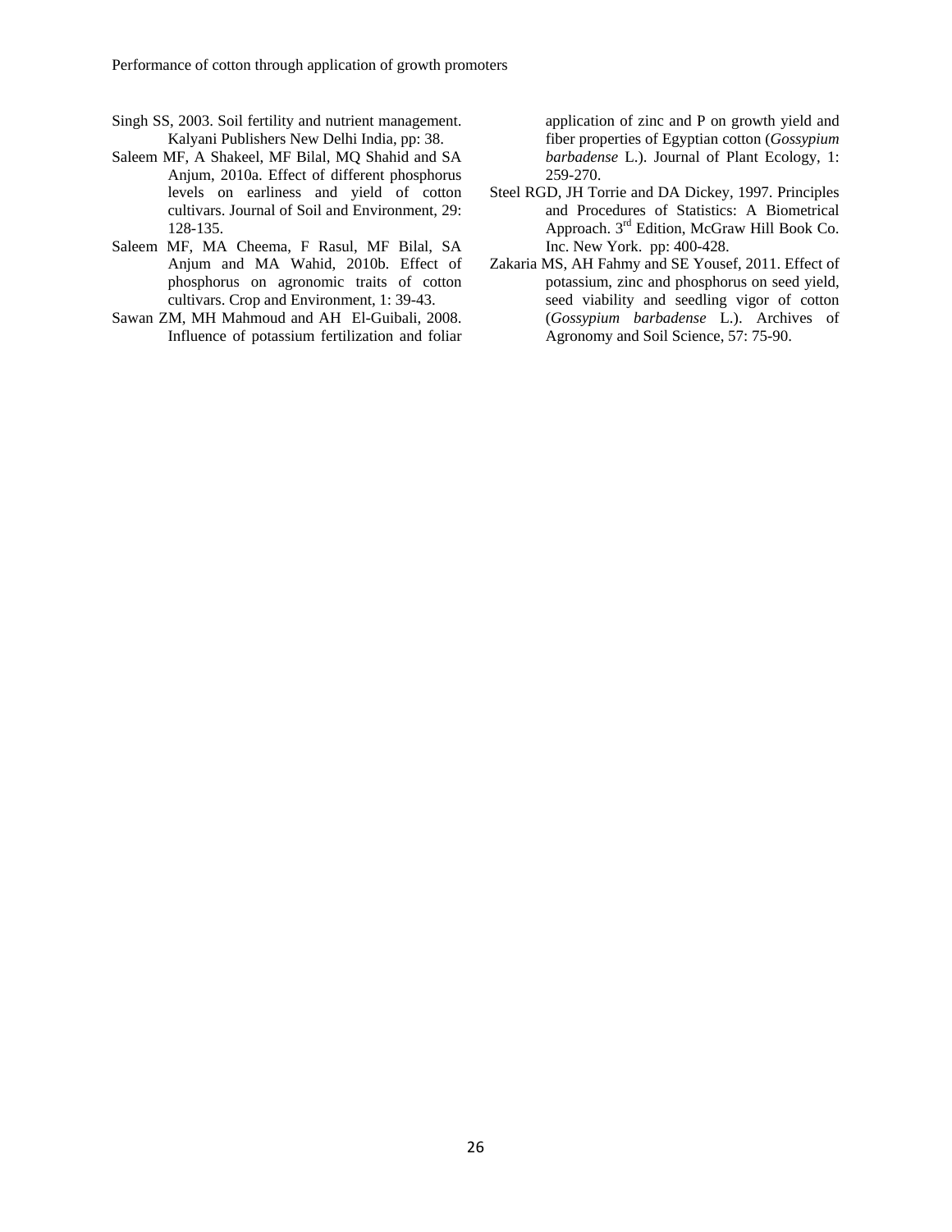Singh SS, 2003. Soil fertility and nutrient management. Kalyani Publishers New Delhi India, pp: 38.

Saleem MF, A Shakeel, MF Bilal, MQ Shahid and SA Anjum, 2010a. Effect of different phosphorus levels on earliness and yield of cotton cultivars. Journal of Soil and Environment, 29: 128-135.

Saleem MF, MA Cheema, F Rasul, MF Bilal, SA Anjum and MA Wahid, 2010b. Effect of phosphorus on agronomic traits of cotton cultivars. Crop and Environment, 1: 39-43.

Sawan ZM, MH Mahmoud and AH El-Guibali, 2008. Influence of potassium fertilization and foliar application of zinc and P on growth yield and fiber properties of Egyptian cotton (*Gossypium barbadense* L.). Journal of Plant Ecology, 1: 259-270.

Steel RGD, JH Torrie and DA Dickey, 1997. Principles and Procedures of Statistics: A Biometrical Approach. 3rd Edition, McGraw Hill Book Co. Inc. New York. pp: 400-428.

Zakaria MS, AH Fahmy and SE Yousef, 2011. Effect of potassium, zinc and phosphorus on seed yield, seed viability and seedling vigor of cotton (*Gossypium barbadense* L.). Archives of Agronomy and Soil Science, 57: 75-90.